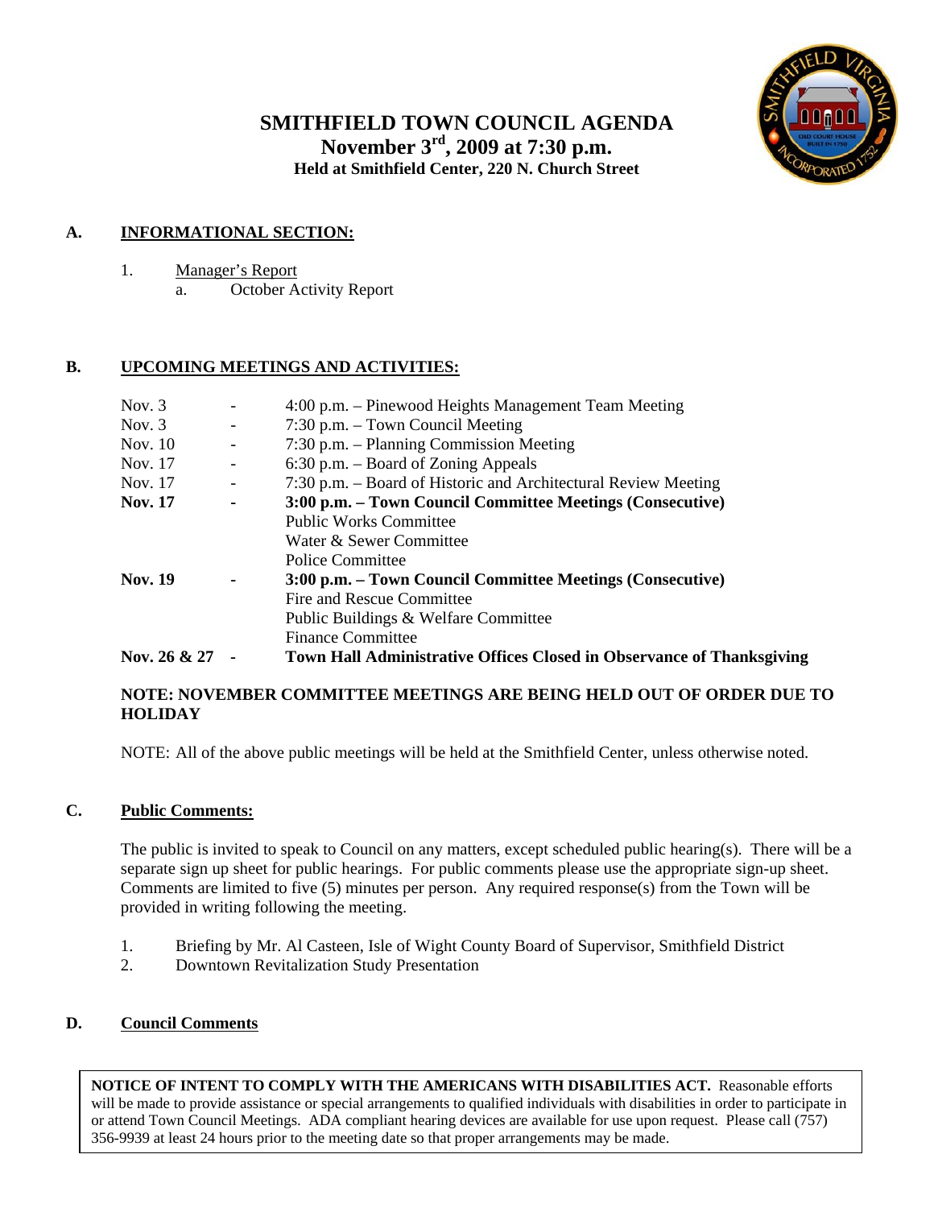# SMITHFIELD TOWN COUNCIL AGENDA

**November 3rd, 2009 at 7:30 p.m.**

**Held at Smithfield Center, 220 N. Church Street**

## A. INFORMATIONAL SECTION:

1. Manager's Report
   a. October Activity Report

## B. UPCOMING MEETINGS AND ACTIVITIES:

| | | |
|---|---|---|
| Nov. 3 | - | 4:00 p.m. – Pinewood Heights Management Team Meeting |
| Nov. 3 | - | 7:30 p.m. – Town Council Meeting |
| Nov. 10 | - | 7:30 p.m. – Planning Commission Meeting |
| Nov. 17 | - | 6:30 p.m. – Board of Zoning Appeals |
| Nov. 17 | - | 7:30 p.m. – Board of Historic and Architectural Review Meeting |
| **Nov. 17** | **-** | **3:00 p.m. – Town Council Committee Meetings (Consecutive)** |
| | | Public Works Committee |
| | | Water & Sewer Committee |
| | | Police Committee |
| **Nov. 19** | **-** | **3:00 p.m. – Town Council Committee Meetings (Consecutive)** |
| | | Fire and Rescue Committee |
| | | Public Buildings & Welfare Committee |
| | | Finance Committee |
| **Nov. 26 & 27** | **-** | **Town Hall Administrative Offices Closed in Observance of Thanksgiving** |

**NOTE: NOVEMBER COMMITTEE MEETINGS ARE BEING HELD OUT OF ORDER DUE TO HOLIDAY**

NOTE: All of the above public meetings will be held at the Smithfield Center, unless otherwise noted.

## C. Public Comments:

The public is invited to speak to Council on any matters, except scheduled public hearing(s). There will be a separate sign up sheet for public hearings. For public comments please use the appropriate sign-up sheet. Comments are limited to five (5) minutes per person. Any required response(s) from the Town will be provided in writing following the meeting.

1. Briefing by Mr. Al Casteen, Isle of Wight County Board of Supervisor, Smithfield District
2. Downtown Revitalization Study Presentation

## D. Council Comments

**NOTICE OF INTENT TO COMPLY WITH THE AMERICANS WITH DISABILITIES ACT.** Reasonable efforts will be made to provide assistance or special arrangements to qualified individuals with disabilities in order to participate in or attend Town Council Meetings. ADA compliant hearing devices are available for use upon request. Please call (757) 356-9939 at least 24 hours prior to the meeting date so that proper arrangements may be made.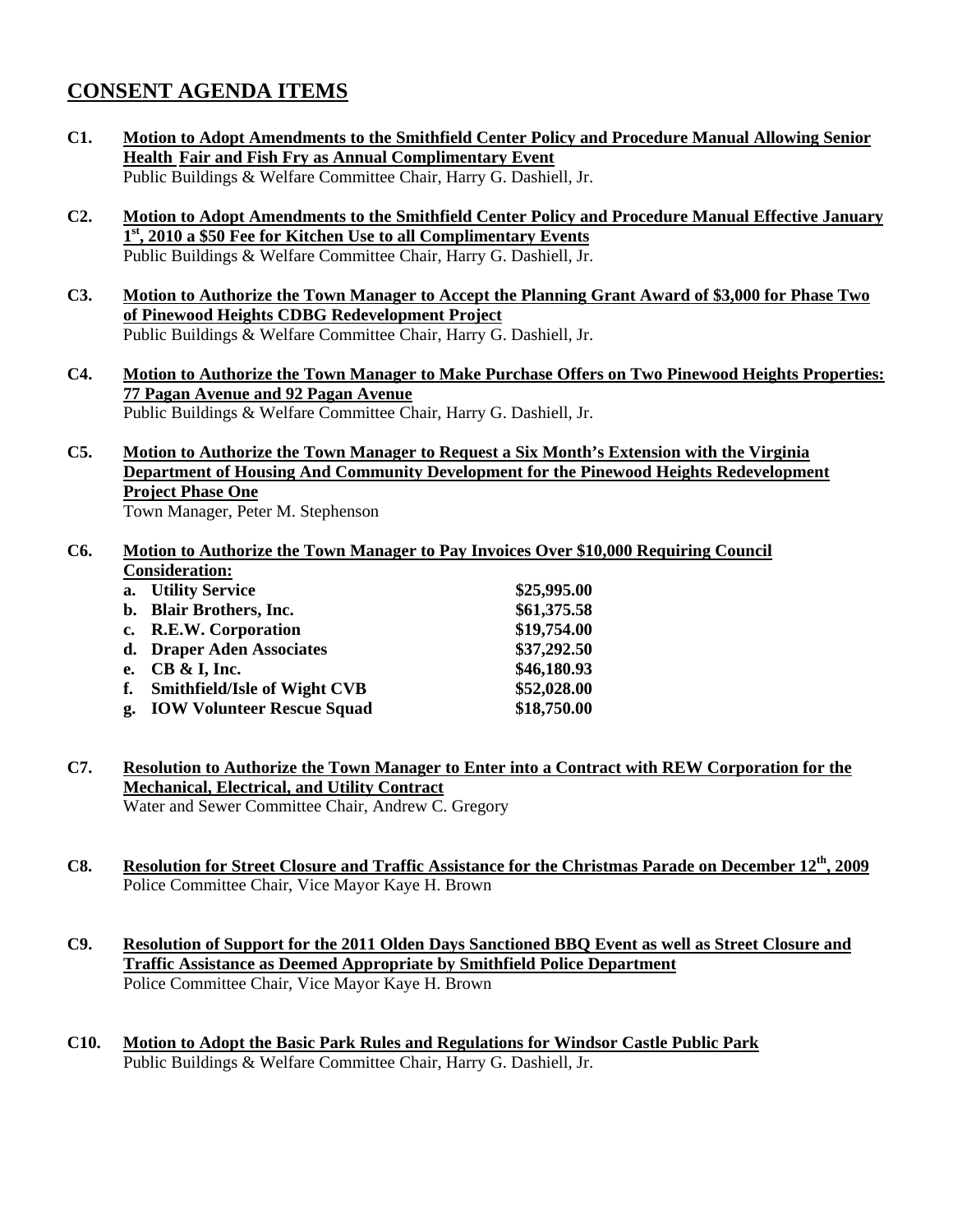## CONSENT AGENDA ITEMS

**C1. Motion to Adopt Amendments to the Smithfield Center Policy and Procedure Manual Allowing Senior Health Fair and Fish Fry as Annual Complimentary Event**
Public Buildings & Welfare Committee Chair, Harry G. Dashiell, Jr.

**C2. Motion to Adopt Amendments to the Smithfield Center Policy and Procedure Manual Effective January 1st, 2010 a $50 Fee for Kitchen Use to all Complimentary Events**
Public Buildings & Welfare Committee Chair, Harry G. Dashiell, Jr.

**C3. Motion to Authorize the Town Manager to Accept the Planning Grant Award of $3,000 for Phase Two of Pinewood Heights CDBG Redevelopment Project**
Public Buildings & Welfare Committee Chair, Harry G. Dashiell, Jr.

**C4. Motion to Authorize the Town Manager to Make Purchase Offers on Two Pinewood Heights Properties: 77 Pagan Avenue and 92 Pagan Avenue**
Public Buildings & Welfare Committee Chair, Harry G. Dashiell, Jr.

**C5. Motion to Authorize the Town Manager to Request a Six Month's Extension with the Virginia Department of Housing And Community Development for the Pinewood Heights Redevelopment Project Phase One**
Town Manager, Peter M. Stephenson

**C6. Motion to Authorize the Town Manager to Pay Invoices Over $10,000 Requiring Council Consideration:**

| | |
|---|---|
| **a. Utility Service** | **$25,995.00** |
| **b. Blair Brothers, Inc.** | **$61,375.58** |
| **c. R.E.W. Corporation** | **$19,754.00** |
| **d. Draper Aden Associates** | **$37,292.50** |
| **e. CB & I, Inc.** | **$46,180.93** |
| **f. Smithfield/Isle of Wight CVB** | **$52,028.00** |
| **g. IOW Volunteer Rescue Squad** | **$18,750.00** |

**C7. Resolution to Authorize the Town Manager to Enter into a Contract with REW Corporation for the Mechanical, Electrical, and Utility Contract**
Water and Sewer Committee Chair, Andrew C. Gregory

**C8. Resolution for Street Closure and Traffic Assistance for the Christmas Parade on December 12th, 2009**
Police Committee Chair, Vice Mayor Kaye H. Brown

**C9. Resolution of Support for the 2011 Olden Days Sanctioned BBQ Event as well as Street Closure and Traffic Assistance as Deemed Appropriate by Smithfield Police Department**
Police Committee Chair, Vice Mayor Kaye H. Brown

**C10. Motion to Adopt the Basic Park Rules and Regulations for Windsor Castle Public Park**
Public Buildings & Welfare Committee Chair, Harry G. Dashiell, Jr.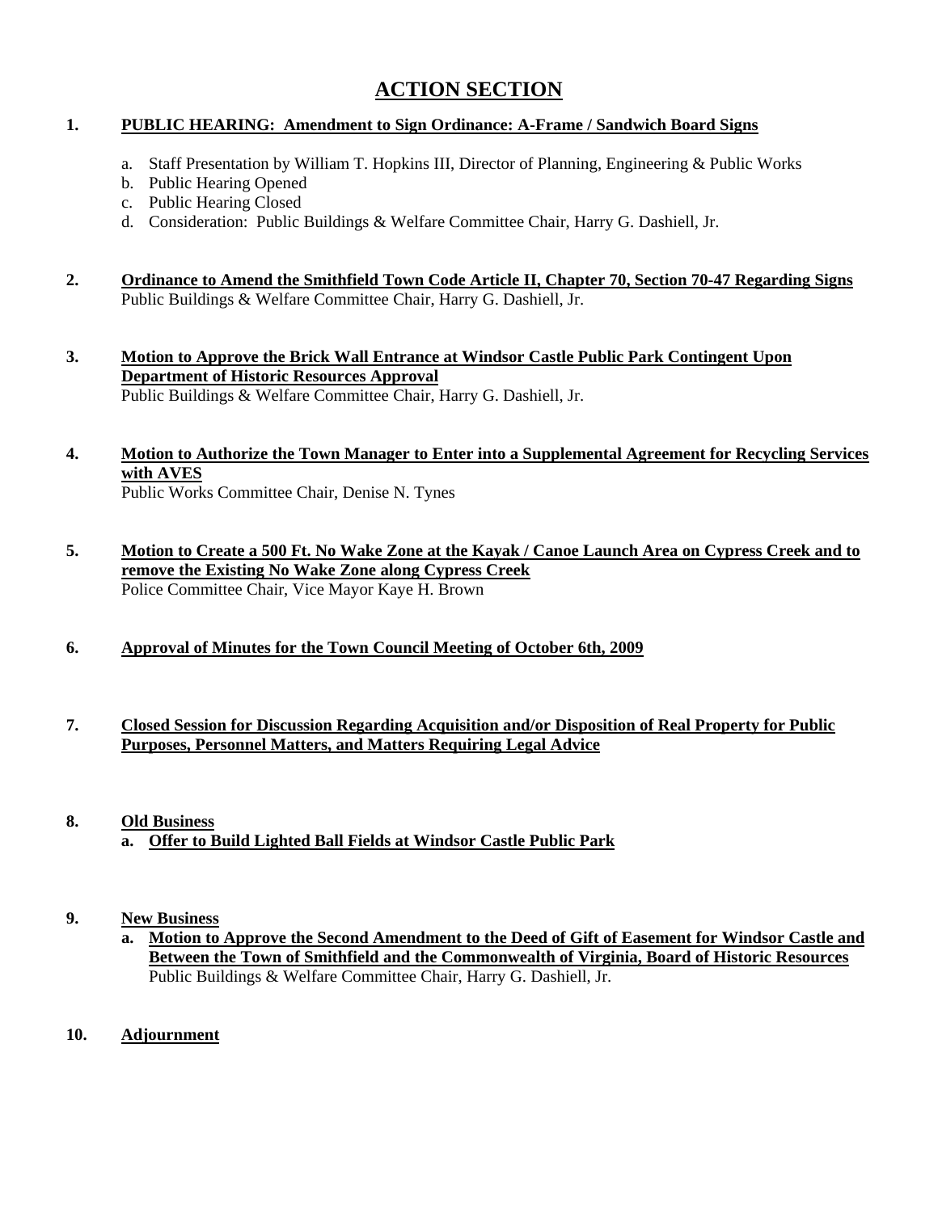# ACTION SECTION

1. **PUBLIC HEARING: Amendment to Sign Ordinance: A-Frame / Sandwich Board Signs**

   a. Staff Presentation by William T. Hopkins III, Director of Planning, Engineering & Public Works
   b. Public Hearing Opened
   c. Public Hearing Closed
   d. Consideration: Public Buildings & Welfare Committee Chair, Harry G. Dashiell, Jr.

2. **Ordinance to Amend the Smithfield Town Code Article II, Chapter 70, Section 70-47 Regarding Signs**
   Public Buildings & Welfare Committee Chair, Harry G. Dashiell, Jr.

3. **Motion to Approve the Brick Wall Entrance at Windsor Castle Public Park Contingent Upon Department of Historic Resources Approval**
   Public Buildings & Welfare Committee Chair, Harry G. Dashiell, Jr.

4. **Motion to Authorize the Town Manager to Enter into a Supplemental Agreement for Recycling Services with AVES**
   Public Works Committee Chair, Denise N. Tynes

5. **Motion to Create a 500 Ft. No Wake Zone at the Kayak / Canoe Launch Area on Cypress Creek and to remove the Existing No Wake Zone along Cypress Creek**
   Police Committee Chair, Vice Mayor Kaye H. Brown

6. **Approval of Minutes for the Town Council Meeting of October 6th, 2009**

7. **Closed Session for Discussion Regarding Acquisition and/or Disposition of Real Property for Public Purposes, Personnel Matters, and Matters Requiring Legal Advice**

8. **Old Business**
   a. **Offer to Build Lighted Ball Fields at Windsor Castle Public Park**

9. **New Business**
   a. **Motion to Approve the Second Amendment to the Deed of Gift of Easement for Windsor Castle and Between the Town of Smithfield and the Commonwealth of Virginia, Board of Historic Resources**
      Public Buildings & Welfare Committee Chair, Harry G. Dashiell, Jr.

10. **Adjournment**